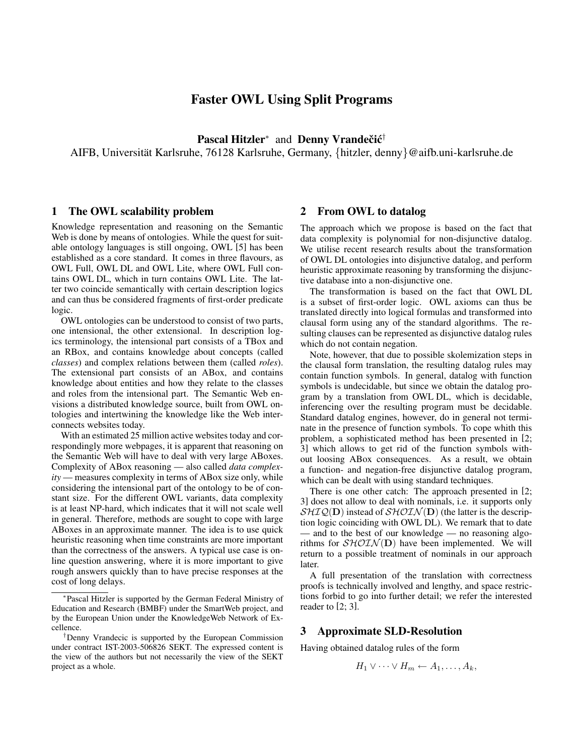# Faster OWL Using Split Programs

**Pascal Hitzler*** and **Denny Vrandečić†**

AIFB, Universität Karlsruhe, 76128 Karlsruhe, Germany, {hitzler, denny}@aifb.uni-karlsruhe.de

## 1 The OWL scalability problem

Knowledge representation and reasoning on the Semantic Web is done by means of ontologies. While the quest for suitable ontology languages is still ongoing, OWL [5] has been established as a core standard. It comes in three flavours, as OWL Full, OWL DL and OWL Lite, where OWL Full contains OWL DL, which in turn contains OWL Lite. The latter two coincide semantically with certain description logics and can thus be considered fragments of first-order predicate logic.

OWL ontologies can be understood to consist of two parts, one intensional, the other extensional. In description logics terminology, the intensional part consists of a TBox and an RBox, and contains knowledge about concepts (called *classes*) and complex relations between them (called *roles*). The extensional part consists of an ABox, and contains knowledge about entities and how they relate to the classes and roles from the intensional part. The Semantic Web envisions a distributed knowledge source, built from OWL ontologies and intertwining the knowledge like the Web interconnects websites today.

With an estimated 25 million active websites today and correspondingly more webpages, it is apparent that reasoning on the Semantic Web will have to deal with very large ABoxes. Complexity of ABox reasoning — also called *data complexity* — measures complexity in terms of ABox size only, while considering the intensional part of the ontology to be of constant size. For the different OWL variants, data complexity is at least NP-hard, which indicates that it will not scale well in general. Therefore, methods are sought to cope with large ABoxes in an approximate manner. The idea is to use quick heuristic reasoning when time constraints are more important than the correctness of the answers. A typical use case is online question answering, where it is more important to give rough answers quickly than to have precise responses at the cost of long delays.

## 2 From OWL to datalog

The approach which we propose is based on the fact that data complexity is polynomial for non-disjunctive datalog. We utilise recent research results about the transformation of OWL DL ontologies into disjunctive datalog, and perform heuristic approximate reasoning by transforming the disjunctive database into a non-disjunctive one.

The transformation is based on the fact that OWL DL is a subset of first-order logic. OWL axioms can thus be translated directly into logical formulas and transformed into clausal form using any of the standard algorithms. The resulting clauses can be represented as disjunctive datalog rules which do not contain negation.

Note, however, that due to possible skolemization steps in the clausal form translation, the resulting datalog rules may contain function symbols. In general, datalog with function symbols is undecidable, but since we obtain the datalog program by a translation from OWL DL, which is decidable, inferencing over the resulting program must be decidable. Standard datalog engines, however, do in general not terminate in the presence of function symbols. To cope whith this problem, a sophisticated method has been presented in [2; 3] which allows to get rid of the function symbols without loosing ABox consequences. As a result, we obtain a function- and negation-free disjunctive datalog program, which can be dealt with using standard techniques.

There is one other catch: The approach presented in [2; 3] does not allow to deal with nominals, i.e. it supports only $\mathcal{SHIQ}(\mathbf{D})$ instead of $\mathcal{SHOIN}(\mathbf{D})$ (the latter is the description logic coinciding with OWL DL). We remark that to date — and to the best of our knowledge — no reasoning algorithms for $\mathcal{SHOIN}(\mathbf{D})$ have been implemented. We will return to a possible treatment of nominals in our approach later.

A full presentation of the translation with correctness proofs is technically involved and lengthy, and space restrictions forbid to go into further detail; we refer the interested reader to [2; 3].

## 3 Approximate SLD-Resolution

Having obtained datalog rules of the form

$$H_1 \vee \cdots \vee H_m \leftarrow A_1, \ldots, A_k,$$

*Pascal Hitzler is supported by the German Federal Ministry of Education and Research (BMBF) under the SmartWeb project, and by the European Union under the KnowledgeWeb Network of Excellence.

†Denny Vrandecic is supported by the European Commission under contract IST-2003-506826 SEKT. The expressed content is the view of the authors but not necessarily the view of the SEKT project as a whole.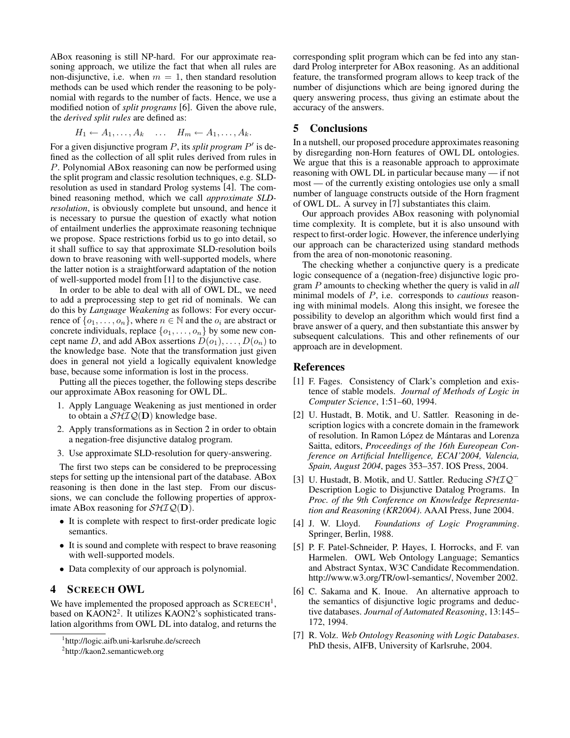ABox reasoning is still NP-hard. For our approximate reasoning approach, we utilize the fact that when all rules are non-disjunctive, i.e. when $m = 1$, then standard resolution methods can be used which render the reasoning to be polynomial with regards to the number of facts. Hence, we use a modified notion of *split programs* [6]. Given the above rule, the *derived split rules* are defined as:

$$H_1 \leftarrow A_1, \ldots, A_k \quad \ldots \quad H_m \leftarrow A_1, \ldots, A_k.$$

For a given disjunctive program $P$, its *split program* $P'$ is defined as the collection of all split rules derived from rules in $P$. Polynomial ABox reasoning can now be performed using the split program and classic resolution techniques, e.g. SLD-resolution as used in standard Prolog systems [4]. The combined reasoning method, which we call *approximate SLD-resolution*, is obviously complete but unsound, and hence it is necessary to pursue the question of exactly what notion of entailment underlies the approximate reasoning technique we propose. Space restrictions forbid us to go into detail, so it shall suffice to say that approximate SLD-resolution boils down to brave reasoning with well-supported models, where the latter notion is a straightforward adaptation of the notion of well-supported model from [1] to the disjunctive case.

In order to be able to deal with all of OWL DL, we need to add a preprocessing step to get rid of nominals. We can do this by *Language Weakening* as follows: For every occurrence of $\{o_1, \ldots, o_n\}$, where $n \in \mathbb{N}$ and the $o_i$ are abstract or concrete individuals, replace $\{o_1, \ldots, o_n\}$ by some new concept name $D$, and add ABox assertions $D(o_1), \ldots, D(o_n)$ to the knowledge base. Note that the transformation just given does in general not yield a logically equivalent knowledge base, because some information is lost in the process.

Putting all the pieces together, the following steps describe our approximate ABox reasoning for OWL DL.

1. Apply Language Weakening as just mentioned in order to obtain a $\mathcal{SHIQ}(\mathbf{D})$ knowledge base.
2. Apply transformations as in Section 2 in order to obtain a negation-free disjunctive datalog program.
3. Use approximate SLD-resolution for query-answering.

The first two steps can be considered to be preprocessing steps for setting up the intensional part of the database. ABox reasoning is then done in the last step. From our discussions, we can conclude the following properties of approximate ABox reasoning for $\mathcal{SHIQ}(\mathbf{D})$.

- It is complete with respect to first-order predicate logic semantics.
- It is sound and complete with respect to brave reasoning with well-supported models.
- Data complexity of our approach is polynomial.

## 4 SCREECH OWL

We have implemented the proposed approach as SCREECH[1], based on KAON2[2]. It utilizes KAON2's sophisticated translation algorithms from OWL DL into datalog, and returns the corresponding split program which can be fed into any standard Prolog interpreter for ABox reasoning. As an additional feature, the transformed program allows to keep track of the number of disjunctions which are being ignored during the query answering process, thus giving an estimate about the accuracy of the answers.

[1] http://logic.aifb.uni-karlsruhe.de/screech

[2] http://kaon2.semanticweb.org

## 5 Conclusions

In a nutshell, our proposed procedure approximates reasoning by disregarding non-Horn features of OWL DL ontologies. We argue that this is a reasonable approach to approximate reasoning with OWL DL in particular because many — if not most — of the currently existing ontologies use only a small number of language constructs outside of the Horn fragment of OWL DL. A survey in [7] substantiates this claim.

Our approach provides ABox reasoning with polynomial time complexity. It is complete, but it is also unsound with respect to first-order logic. However, the inference underlying our approach can be characterized using standard methods from the area of non-monotonic reasoning.

The checking whether a conjunctive query is a predicate logic consequence of a (negation-free) disjunctive logic program $P$ amounts to checking whether the query is valid in *all* minimal models of $P$, i.e. corresponds to *cautious* reasoning with minimal models. Along this insight, we foresee the possibility to develop an algorithm which would first find a brave answer of a query, and then substantiate this answer by subsequent calculations. This and other refinements of our approach are in development.

## References

[1] F. Fages. Consistency of Clark's completion and existence of stable models. *Journal of Methods of Logic in Computer Science*, 1:51–60, 1994.

[2] U. Hustadt, B. Motik, and U. Sattler. Reasoning in description logics with a concrete domain in the framework of resolution. In Ramon López de Mántaras and Lorenza Saitta, editors, *Proceedings of the 16th Eureopean Conference on Artificial Intelligence, ECAI'2004, Valencia, Spain, August 2004*, pages 353–357. IOS Press, 2004.

[3] U. Hustadt, B. Motik, and U. Sattler. Reducing $\mathcal{SHIQ}^-$ Description Logic to Disjunctive Datalog Programs. In *Proc. of the 9th Conference on Knowledge Representation and Reasoning (KR2004)*. AAAI Press, June 2004.

[4] J. W. Lloyd. *Foundations of Logic Programming*. Springer, Berlin, 1988.

[5] P. F. Patel-Schneider, P. Hayes, I. Horrocks, and F. van Harmelen. OWL Web Ontology Language; Semantics and Abstract Syntax, W3C Candidate Recommendation. http://www.w3.org/TR/owl-semantics/, November 2002.

[6] C. Sakama and K. Inoue. An alternative approach to the semantics of disjunctive logic programs and deductive databases. *Journal of Automated Reasoning*, 13:145–172, 1994.

[7] R. Volz. *Web Ontology Reasoning with Logic Databases*. PhD thesis, AIFB, University of Karlsruhe, 2004.